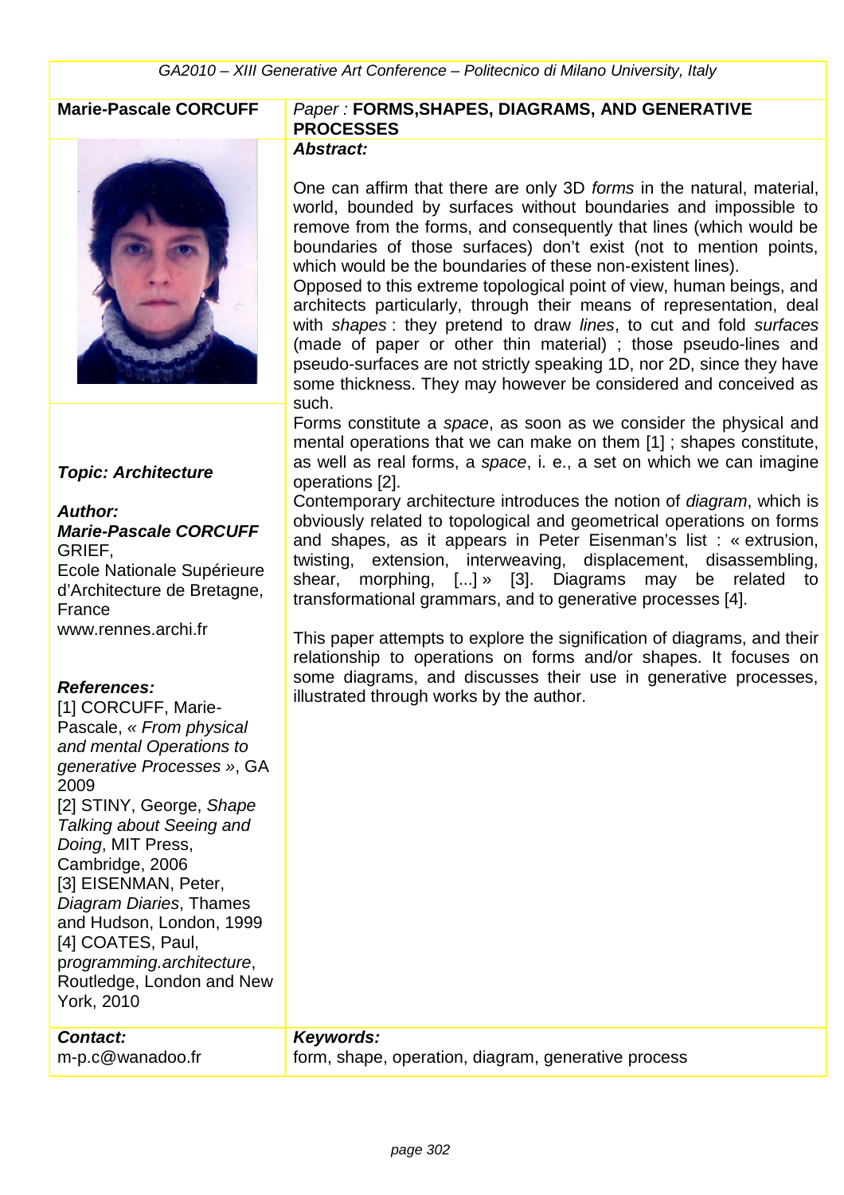**Marie-Pascale CORCUFF**

*Paper :* **FORMS,SHAPES, DIAGRAMS, AND GENERATIVE PROCESSES**

***Abstract:***

One can affirm that there are only 3D *forms* in the natural, material, world, bounded by surfaces without boundaries and impossible to remove from the forms, and consequently that lines (which would be boundaries of those surfaces) don't exist (not to mention points, which would be the boundaries of these non-existent lines).
Opposed to this extreme topological point of view, human beings, and architects particularly, through their means of representation, deal with *shapes* : they pretend to draw *lines*, to cut and fold *surfaces* (made of paper or other thin material) ; those pseudo-lines and pseudo-surfaces are not strictly speaking 1D, nor 2D, since they have some thickness. They may however be considered and conceived as such.
Forms constitute a *space*, as soon as we consider the physical and mental operations that we can make on them [1] ; shapes constitute, as well as real forms, a *space*, i. e., a set on which we can imagine operations [2].
Contemporary architecture introduces the notion of *diagram*, which is obviously related to topological and geometrical operations on forms and shapes, as it appears in Peter Eisenman's list : « extrusion, twisting, extension, interweaving, displacement, disassembling, shear, morphing, [...] » [3]. Diagrams may be related to transformational grammars, and to generative processes [4].

This paper attempts to explore the signification of diagrams, and their relationship to operations on forms and/or shapes. It focuses on some diagrams, and discusses their use in generative processes, illustrated through works by the author.

***Topic: Architecture***

***Author:***
***Marie-Pascale CORCUFF***
GRIEF,
Ecole Nationale Supérieure d'Architecture de Bretagne, France
www.rennes.archi.fr

***References:***
[1] CORCUFF, Marie-Pascale, *« From physical and mental Operations to generative Processes »*, GA 2009
[2] STINY, George, *Shape Talking about Seeing and Doing*, MIT Press, Cambridge, 2006
[3] EISENMAN, Peter, *Diagram Diaries*, Thames and Hudson, London, 1999
[4] COATES, Paul, *programming.architecture*, Routledge, London and New York, 2010

***Contact:***
m-p.c@wanadoo.fr

***Keywords:***
form, shape, operation, diagram, generative process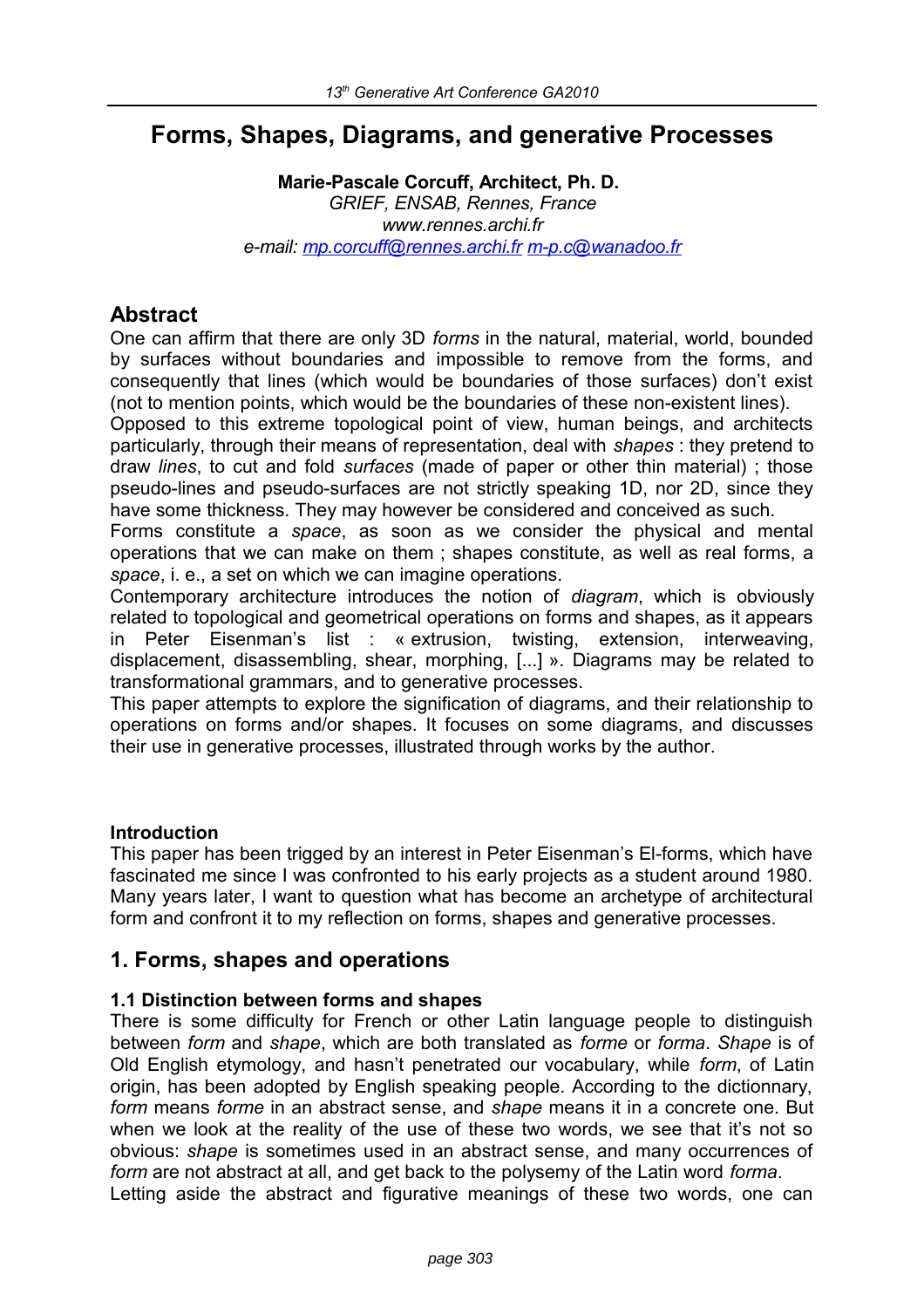# Forms, Shapes, Diagrams, and generative Processes

**Marie-Pascale Corcuff, Architect, Ph. D.**
*GRIEF, ENSAB, Rennes, France*
*www.rennes.archi.fr*
*e-mail: mp.corcuff@rennes.archi.fr m-p.c@wanadoo.fr*

## Abstract

One can affirm that there are only 3D *forms* in the natural, material, world, bounded by surfaces without boundaries and impossible to remove from the forms, and consequently that lines (which would be boundaries of those surfaces) don't exist (not to mention points, which would be the boundaries of these non-existent lines).
Opposed to this extreme topological point of view, human beings, and architects particularly, through their means of representation, deal with *shapes* : they pretend to draw *lines*, to cut and fold *surfaces* (made of paper or other thin material) ; those pseudo-lines and pseudo-surfaces are not strictly speaking 1D, nor 2D, since they have some thickness. They may however be considered and conceived as such.
Forms constitute a *space*, as soon as we consider the physical and mental operations that we can make on them ; shapes constitute, as well as real forms, a *space*, i. e., a set on which we can imagine operations.
Contemporary architecture introduces the notion of *diagram*, which is obviously related to topological and geometrical operations on forms and shapes, as it appears in Peter Eisenman's list : « extrusion, twisting, extension, interweaving, displacement, disassembling, shear, morphing, [...] ». Diagrams may be related to transformational grammars, and to generative processes.
This paper attempts to explore the signification of diagrams, and their relationship to operations on forms and/or shapes. It focuses on some diagrams, and discusses their use in generative processes, illustrated through works by the author.

**Introduction**

This paper has been trigged by an interest in Peter Eisenman's El-forms, which have fascinated me since I was confronted to his early projects as a student around 1980. Many years later, I want to question what has become an archetype of architectural form and confront it to my reflection on forms, shapes and generative processes.

## 1. Forms, shapes and operations

### 1.1 Distinction between forms and shapes

There is some difficulty for French or other Latin language people to distinguish between *form* and *shape*, which are both translated as *forme* or *forma*. *Shape* is of Old English etymology, and hasn't penetrated our vocabulary, while *form*, of Latin origin, has been adopted by English speaking people. According to the dictionnary, *form* means *forme* in an abstract sense, and *shape* means it in a concrete one. But when we look at the reality of the use of these two words, we see that it's not so obvious: *shape* is sometimes used in an abstract sense, and many occurrences of *form* are not abstract at all, and get back to the polysemy of the Latin word *forma*.
Letting aside the abstract and figurative meanings of these two words, one can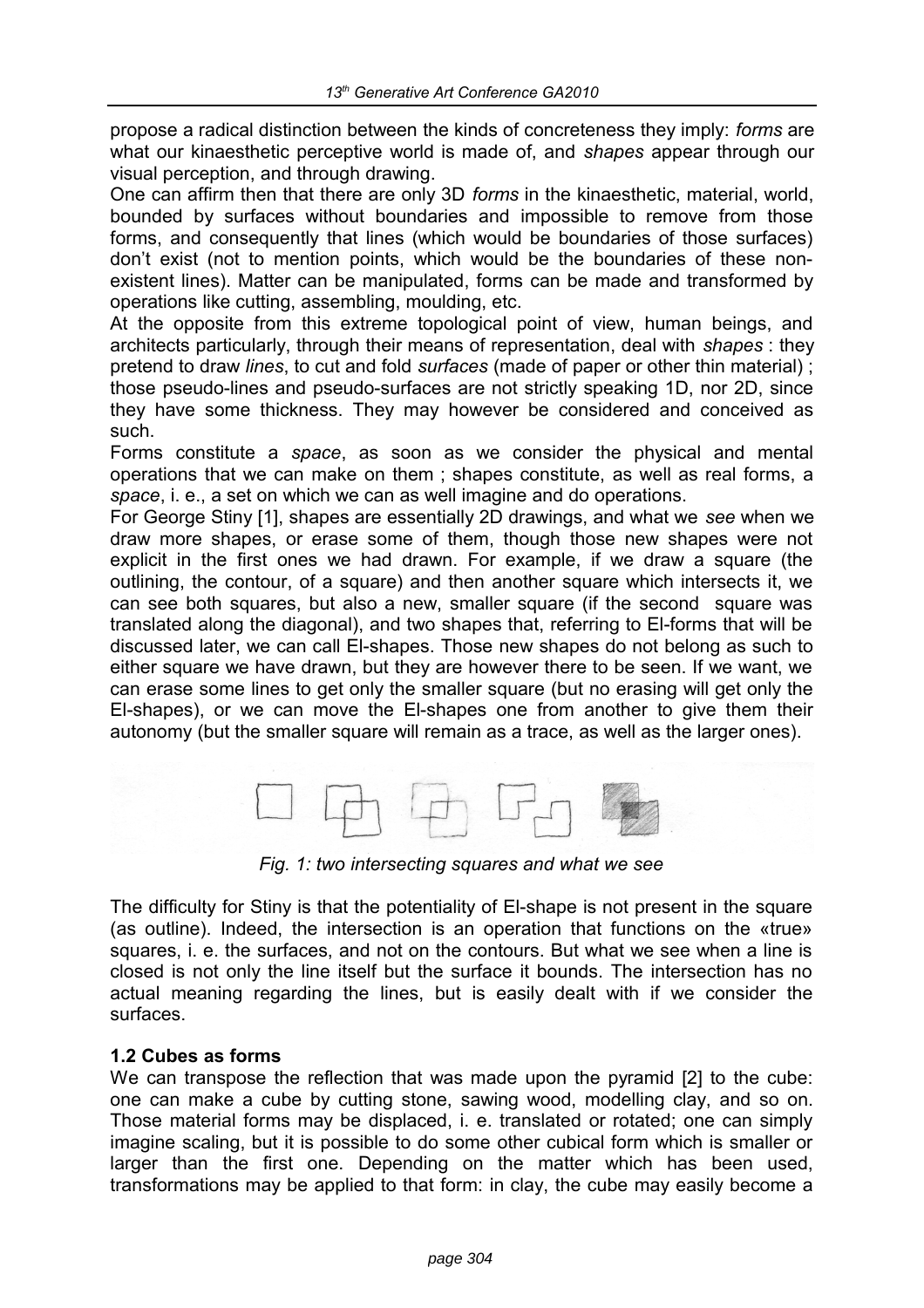propose a radical distinction between the kinds of concreteness they imply: *forms* are what our kinaesthetic perceptive world is made of, and *shapes* appear through our visual perception, and through drawing.

One can affirm then that there are only 3D *forms* in the kinaesthetic, material, world, bounded by surfaces without boundaries and impossible to remove from those forms, and consequently that lines (which would be boundaries of those surfaces) don't exist (not to mention points, which would be the boundaries of these non-existent lines). Matter can be manipulated, forms can be made and transformed by operations like cutting, assembling, moulding, etc.

At the opposite from this extreme topological point of view, human beings, and architects particularly, through their means of representation, deal with *shapes* : they pretend to draw *lines*, to cut and fold *surfaces* (made of paper or other thin material) ; those pseudo-lines and pseudo-surfaces are not strictly speaking 1D, nor 2D, since they have some thickness. They may however be considered and conceived as such.

Forms constitute a *space*, as soon as we consider the physical and mental operations that we can make on them ; shapes constitute, as well as real forms, a *space*, i. e., a set on which we can as well imagine and do operations.

For George Stiny [1], shapes are essentially 2D drawings, and what we *see* when we draw more shapes, or erase some of them, though those new shapes were not explicit in the first ones we had drawn. For example, if we draw a square (the outlining, the contour, of a square) and then another square which intersects it, we can see both squares, but also a new, smaller square (if the second square was translated along the diagonal), and two shapes that, referring to El-forms that will be discussed later, we can call El-shapes. Those new shapes do not belong as such to either square we have drawn, but they are however there to be seen. If we want, we can erase some lines to get only the smaller square (but no erasing will get only the El-shapes), or we can move the El-shapes one from another to give them their autonomy (but the smaller square will remain as a trace, as well as the larger ones).

*Fig. 1: two intersecting squares and what we see*

The difficulty for Stiny is that the potentiality of El-shape is not present in the square (as outline). Indeed, the intersection is an operation that functions on the «true» squares, i. e. the surfaces, and not on the contours. But what we see when a line is closed is not only the line itself but the surface it bounds. The intersection has no actual meaning regarding the lines, but is easily dealt with if we consider the surfaces.

### 1.2 Cubes as forms

We can transpose the reflection that was made upon the pyramid [2] to the cube: one can make a cube by cutting stone, sawing wood, modelling clay, and so on. Those material forms may be displaced, i. e. translated or rotated; one can simply imagine scaling, but it is possible to do some other cubical form which is smaller or larger than the first one. Depending on the matter which has been used, transformations may be applied to that form: in clay, the cube may easily become a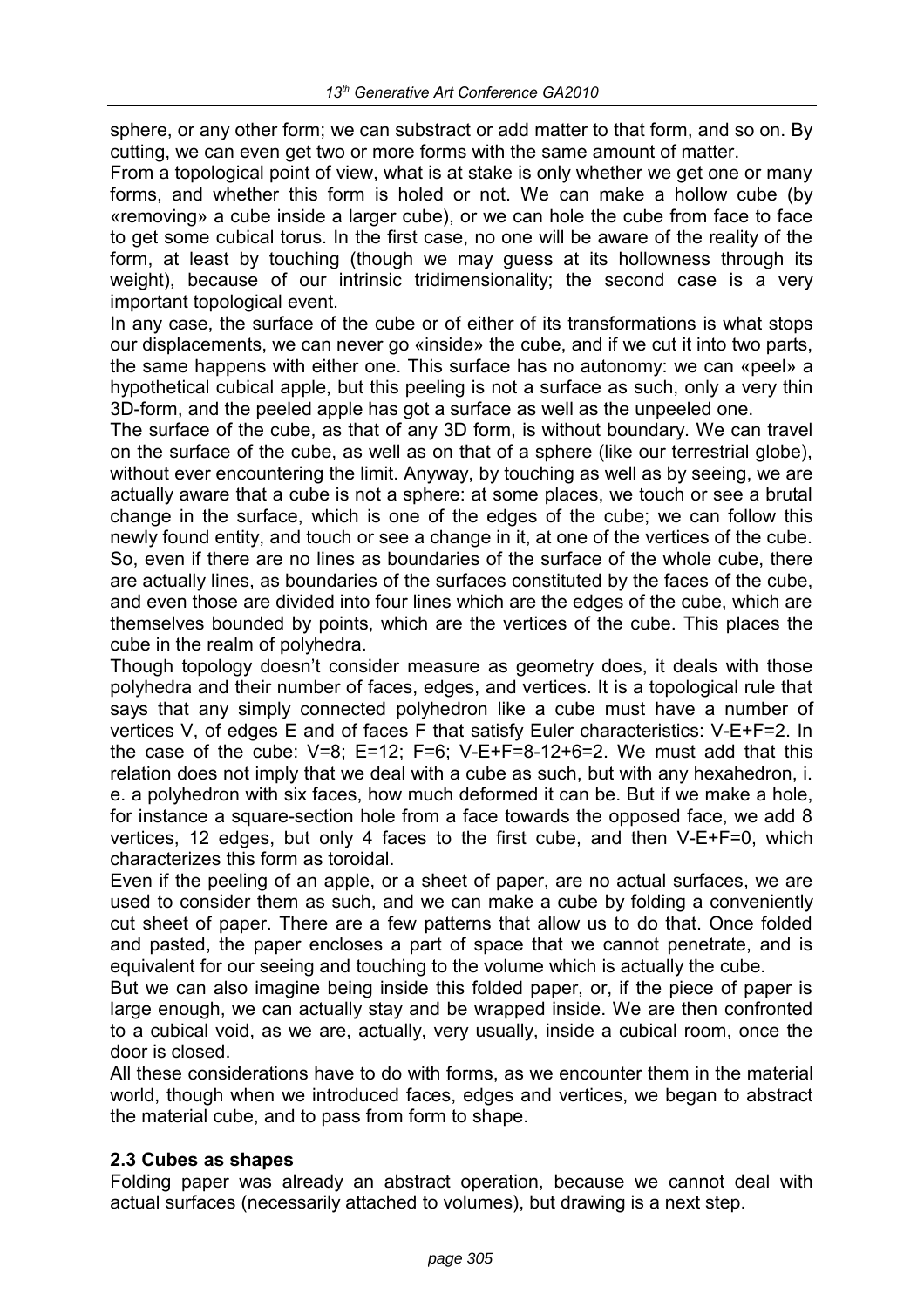sphere, or any other form; we can substract or add matter to that form, and so on. By cutting, we can even get two or more forms with the same amount of matter.

From a topological point of view, what is at stake is only whether we get one or many forms, and whether this form is holed or not. We can make a hollow cube (by «removing» a cube inside a larger cube), or we can hole the cube from face to face to get some cubical torus. In the first case, no one will be aware of the reality of the form, at least by touching (though we may guess at its hollowness through its weight), because of our intrinsic tridimensionality; the second case is a very important topological event.

In any case, the surface of the cube or of either of its transformations is what stops our displacements, we can never go «inside» the cube, and if we cut it into two parts, the same happens with either one. This surface has no autonomy: we can «peel» a hypothetical cubical apple, but this peeling is not a surface as such, only a very thin 3D-form, and the peeled apple has got a surface as well as the unpeeled one.

The surface of the cube, as that of any 3D form, is without boundary. We can travel on the surface of the cube, as well as on that of a sphere (like our terrestrial globe), without ever encountering the limit. Anyway, by touching as well as by seeing, we are actually aware that a cube is not a sphere: at some places, we touch or see a brutal change in the surface, which is one of the edges of the cube; we can follow this newly found entity, and touch or see a change in it, at one of the vertices of the cube. So, even if there are no lines as boundaries of the surface of the whole cube, there are actually lines, as boundaries of the surfaces constituted by the faces of the cube, and even those are divided into four lines which are the edges of the cube, which are themselves bounded by points, which are the vertices of the cube. This places the cube in the realm of polyhedra.

Though topology doesn't consider measure as geometry does, it deals with those polyhedra and their number of faces, edges, and vertices. It is a topological rule that says that any simply connected polyhedron like a cube must have a number of vertices V, of edges E and of faces F that satisfy Euler characteristics: $V-E+F=2$. In the case of the cube: $V=8$; $E=12$; $F=6$; $V-E+F=8-12+6=2$. We must add that this relation does not imply that we deal with a cube as such, but with any hexahedron, i. e. a polyhedron with six faces, how much deformed it can be. But if we make a hole, for instance a square-section hole from a face towards the opposed face, we add 8 vertices, 12 edges, but only 4 faces to the first cube, and then $V-E+F=0$, which characterizes this form as toroidal.

Even if the peeling of an apple, or a sheet of paper, are no actual surfaces, we are used to consider them as such, and we can make a cube by folding a conveniently cut sheet of paper. There are a few patterns that allow us to do that. Once folded and pasted, the paper encloses a part of space that we cannot penetrate, and is equivalent for our seeing and touching to the volume which is actually the cube.

But we can also imagine being inside this folded paper, or, if the piece of paper is large enough, we can actually stay and be wrapped inside. We are then confronted to a cubical void, as we are, actually, very usually, inside a cubical room, once the door is closed.

All these considerations have to do with forms, as we encounter them in the material world, though when we introduced faces, edges and vertices, we began to abstract the material cube, and to pass from form to shape.

### 2.3 Cubes as shapes

Folding paper was already an abstract operation, because we cannot deal with actual surfaces (necessarily attached to volumes), but drawing is a next step.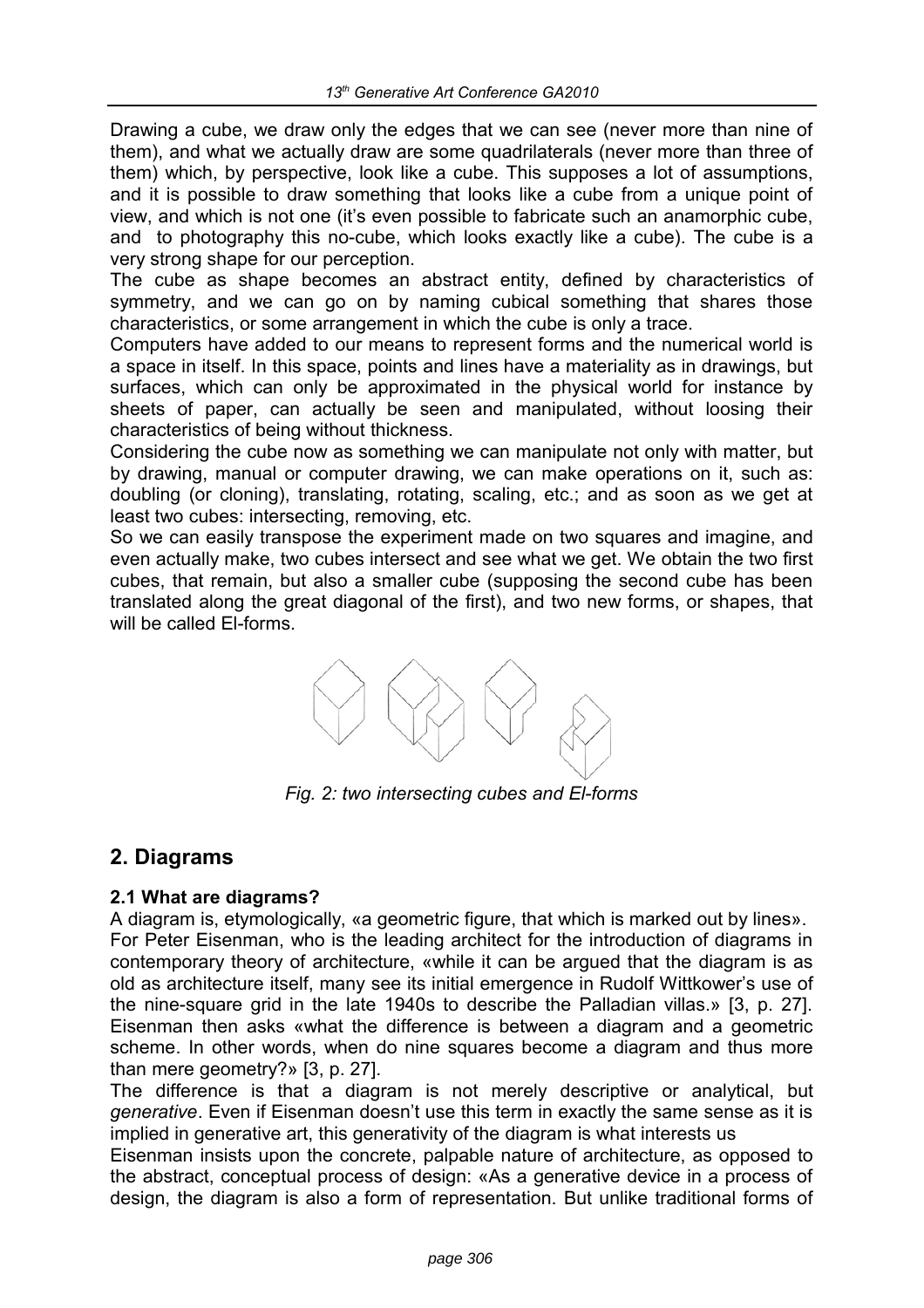Drawing a cube, we draw only the edges that we can see (never more than nine of them), and what we actually draw are some quadrilaterals (never more than three of them) which, by perspective, look like a cube. This supposes a lot of assumptions, and it is possible to draw something that looks like a cube from a unique point of view, and which is not one (it's even possible to fabricate such an anamorphic cube, and to photography this no-cube, which looks exactly like a cube). The cube is a very strong shape for our perception.

The cube as shape becomes an abstract entity, defined by characteristics of symmetry, and we can go on by naming cubical something that shares those characteristics, or some arrangement in which the cube is only a trace.

Computers have added to our means to represent forms and the numerical world is a space in itself. In this space, points and lines have a materiality as in drawings, but surfaces, which can only be approximated in the physical world for instance by sheets of paper, can actually be seen and manipulated, without loosing their characteristics of being without thickness.

Considering the cube now as something we can manipulate not only with matter, but by drawing, manual or computer drawing, we can make operations on it, such as: doubling (or cloning), translating, rotating, scaling, etc.; and as soon as we get at least two cubes: intersecting, removing, etc.

So we can easily transpose the experiment made on two squares and imagine, and even actually make, two cubes intersect and see what we get. We obtain the two first cubes, that remain, but also a smaller cube (supposing the second cube has been translated along the great diagonal of the first), and two new forms, or shapes, that will be called El-forms.

*Fig. 2: two intersecting cubes and El-forms*

## 2. Diagrams

### 2.1 What are diagrams?

A diagram is, etymologically, «a geometric figure, that which is marked out by lines».

For Peter Eisenman, who is the leading architect for the introduction of diagrams in contemporary theory of architecture, «while it can be argued that the diagram is as old as architecture itself, many see its initial emergence in Rudolf Wittkower's use of the nine-square grid in the late 1940s to describe the Palladian villas.» [3, p. 27]. Eisenman then asks «what the difference is between a diagram and a geometric scheme. In other words, when do nine squares become a diagram and thus more than mere geometry?» [3, p. 27].

The difference is that a diagram is not merely descriptive or analytical, but *generative*. Even if Eisenman doesn't use this term in exactly the same sense as it is implied in generative art, this generativity of the diagram is what interests us

Eisenman insists upon the concrete, palpable nature of architecture, as opposed to the abstract, conceptual process of design: «As a generative device in a process of design, the diagram is also a form of representation. But unlike traditional forms of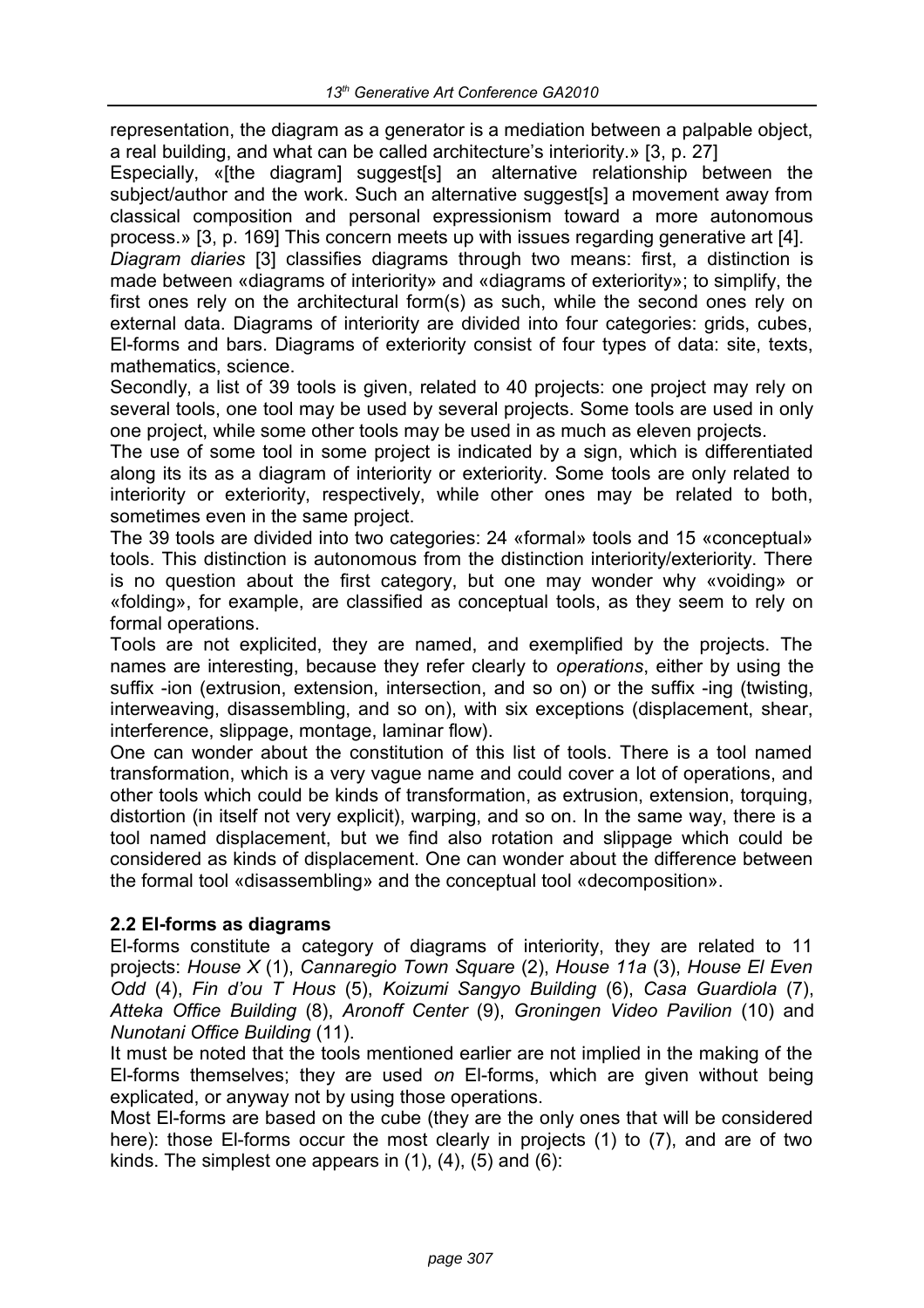representation, the diagram as a generator is a mediation between a palpable object, a real building, and what can be called architecture's interiority.» [3, p. 27]

Especially, «[the diagram] suggest[s] an alternative relationship between the subject/author and the work. Such an alternative suggest[s] a movement away from classical composition and personal expressionism toward a more autonomous process.» [3, p. 169] This concern meets up with issues regarding generative art [4].

*Diagram diaries* [3] classifies diagrams through two means: first, a distinction is made between «diagrams of interiority» and «diagrams of exteriority»; to simplify, the first ones rely on the architectural form(s) as such, while the second ones rely on external data. Diagrams of interiority are divided into four categories: grids, cubes, El-forms and bars. Diagrams of exteriority consist of four types of data: site, texts, mathematics, science.

Secondly, a list of 39 tools is given, related to 40 projects: one project may rely on several tools, one tool may be used by several projects. Some tools are used in only one project, while some other tools may be used in as much as eleven projects.

The use of some tool in some project is indicated by a sign, which is differentiated along its its as a diagram of interiority or exteriority. Some tools are only related to interiority or exteriority, respectively, while other ones may be related to both, sometimes even in the same project.

The 39 tools are divided into two categories: 24 «formal» tools and 15 «conceptual» tools. This distinction is autonomous from the distinction interiority/exteriority. There is no question about the first category, but one may wonder why «voiding» or «folding», for example, are classified as conceptual tools, as they seem to rely on formal operations.

Tools are not explicited, they are named, and exemplified by the projects. The names are interesting, because they refer clearly to *operations*, either by using the suffix -ion (extrusion, extension, intersection, and so on) or the suffix -ing (twisting, interweaving, disassembling, and so on), with six exceptions (displacement, shear, interference, slippage, montage, laminar flow).

One can wonder about the constitution of this list of tools. There is a tool named transformation, which is a very vague name and could cover a lot of operations, and other tools which could be kinds of transformation, as extrusion, extension, torquing, distortion (in itself not very explicit), warping, and so on. In the same way, there is a tool named displacement, but we find also rotation and slippage which could be considered as kinds of displacement. One can wonder about the difference between the formal tool «disassembling» and the conceptual tool «decomposition».

### 2.2 El-forms as diagrams

El-forms constitute a category of diagrams of interiority, they are related to 11 projects: *House X* (1), *Cannaregio Town Square* (2), *House 11a* (3), *House El Even Odd* (4), *Fin d'ou T Hous* (5), *Koizumi Sangyo Building* (6), *Casa Guardiola* (7), *Atteka Office Building* (8), *Aronoff Center* (9), *Groningen Video Pavilion* (10) and *Nunotani Office Building* (11).

It must be noted that the tools mentioned earlier are not implied in the making of the El-forms themselves; they are used *on* El-forms, which are given without being explicated, or anyway not by using those operations.

Most El-forms are based on the cube (they are the only ones that will be considered here): those El-forms occur the most clearly in projects (1) to (7), and are of two kinds. The simplest one appears in (1), (4), (5) and (6):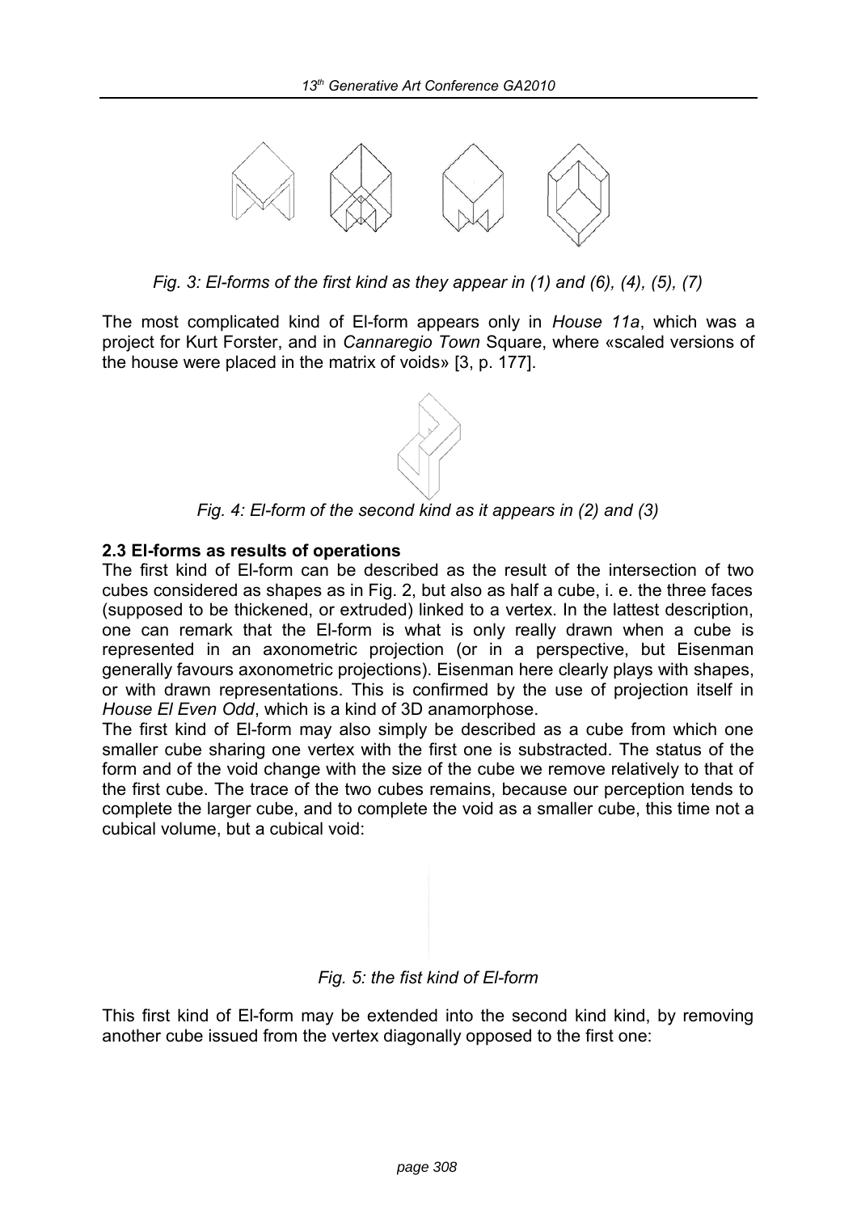*Fig. 3: El-forms of the first kind as they appear in (1) and (6), (4), (5), (7)*

The most complicated kind of El-form appears only in *House 11a*, which was a project for Kurt Forster, and in *Cannaregio Town* Square, where «scaled versions of the house were placed in the matrix of voids» [3, p. 177].

*Fig. 4: El-form of the second kind as it appears in (2) and (3)*

### 2.3 El-forms as results of operations

The first kind of El-form can be described as the result of the intersection of two cubes considered as shapes as in Fig. 2, but also as half a cube, i. e. the three faces (supposed to be thickened, or extruded) linked to a vertex. In the lattest description, one can remark that the El-form is what is only really drawn when a cube is represented in an axonometric projection (or in a perspective, but Eisenman generally favours axonometric projections). Eisenman here clearly plays with shapes, or with drawn representations. This is confirmed by the use of projection itself in *House El Even Odd*, which is a kind of 3D anamorphose.

The first kind of El-form may also simply be described as a cube from which one smaller cube sharing one vertex with the first one is substracted. The status of the form and of the void change with the size of the cube we remove relatively to that of the first cube. The trace of the two cubes remains, because our perception tends to complete the larger cube, and to complete the void as a smaller cube, this time not a cubical volume, but a cubical void:

*Fig. 5: the fist kind of El-form*

This first kind of El-form may be extended into the second kind kind, by removing another cube issued from the vertex diagonally opposed to the first one: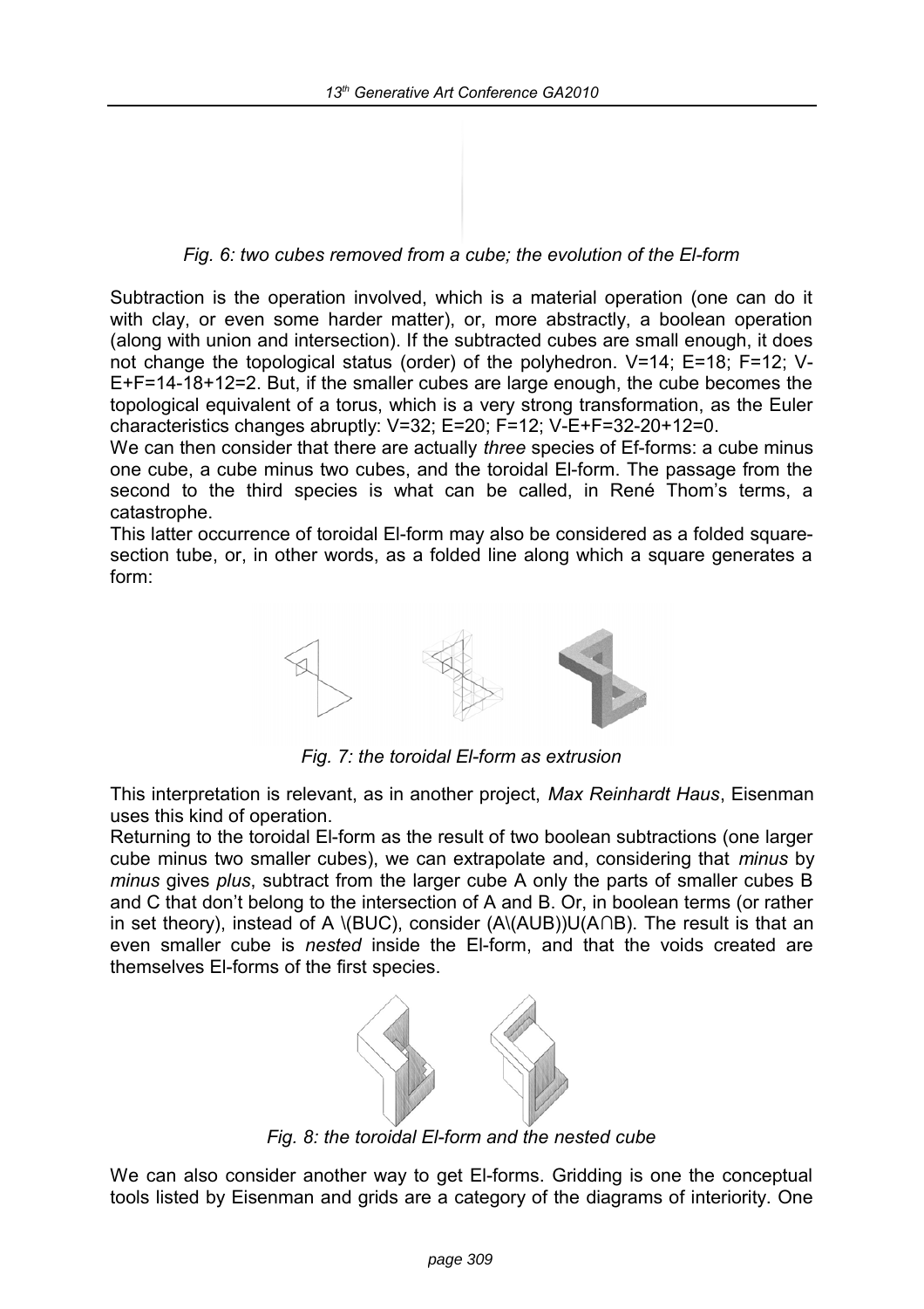*Fig. 6: two cubes removed from a cube; the evolution of the El-form*

Subtraction is the operation involved, which is a material operation (one can do it with clay, or even some harder matter), or, more abstractly, a boolean operation (along with union and intersection). If the subtracted cubes are small enough, it does not change the topological status (order) of the polyhedron. V=14; E=18; F=12; V-E+F=14-18+12=2. But, if the smaller cubes are large enough, the cube becomes the topological equivalent of a torus, which is a very strong transformation, as the Euler characteristics changes abruptly: V=32; E=20; F=12; V-E+F=32-20+12=0.

We can then consider that there are actually *three* species of Ef-forms: a cube minus one cube, a cube minus two cubes, and the toroidal El-form. The passage from the second to the third species is what can be called, in René Thom's terms, a catastrophe.

This latter occurrence of toroidal El-form may also be considered as a folded square-section tube, or, in other words, as a folded line along which a square generates a form:

*Fig. 7: the toroidal El-form as extrusion*

This interpretation is relevant, as in another project, *Max Reinhardt Haus*, Eisenman uses this kind of operation.

Returning to the toroidal El-form as the result of two boolean subtractions (one larger cube minus two smaller cubes), we can extrapolate and, considering that *minus* by *minus* gives *plus*, subtract from the larger cube A only the parts of smaller cubes B and C that don't belong to the intersection of A and B. Or, in boolean terms (or rather in set theory), instead of A \(BUC), consider (A\(AUB))U(A∩B). The result is that an even smaller cube is *nested* inside the El-form, and that the voids created are themselves El-forms of the first species.

*Fig. 8: the toroidal El-form and the nested cube*

We can also consider another way to get El-forms. Gridding is one the conceptual tools listed by Eisenman and grids are a category of the diagrams of interiority. One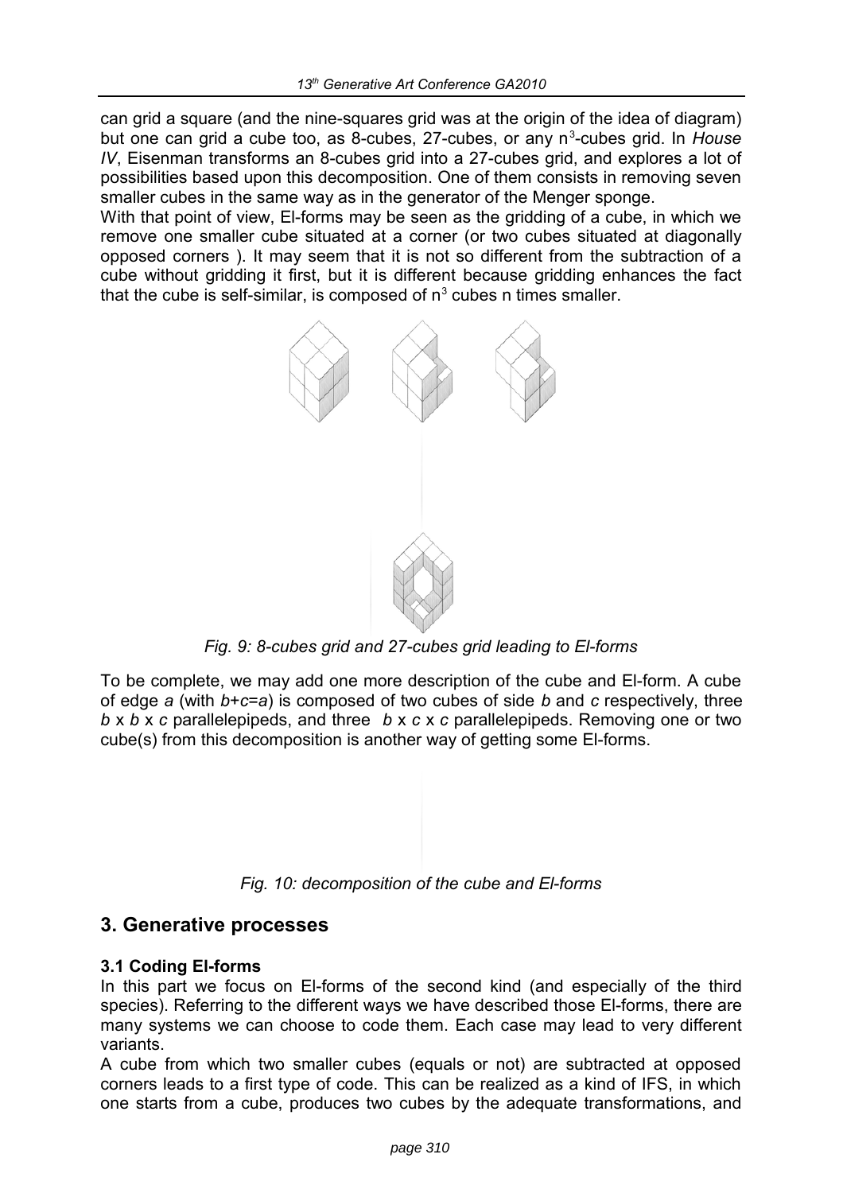can grid a square (and the nine-squares grid was at the origin of the idea of diagram) but one can grid a cube too, as 8-cubes, 27-cubes, or any $n^3$-cubes grid. In *House IV*, Eisenman transforms an 8-cubes grid into a 27-cubes grid, and explores a lot of possibilities based upon this decomposition. One of them consists in removing seven smaller cubes in the same way as in the generator of the Menger sponge.

With that point of view, El-forms may be seen as the gridding of a cube, in which we remove one smaller cube situated at a corner (or two cubes situated at diagonally opposed corners ). It may seem that it is not so different from the subtraction of a cube without gridding it first, but it is different because gridding enhances the fact that the cube is self-similar, is composed of $n^3$ cubes n times smaller.

*Fig. 9: 8-cubes grid and 27-cubes grid leading to El-forms*

To be complete, we may add one more description of the cube and El-form. A cube of edge $a$ (with $b$+$c$=$a$) is composed of two cubes of side $b$ and $c$ respectively, three $b$ x $b$ x $c$ parallelepipeds, and three $b$ x $c$ x $c$ parallelepipeds. Removing one or two cube(s) from this decomposition is another way of getting some El-forms.

*Fig. 10: decomposition of the cube and El-forms*

## 3. Generative processes

### 3.1 Coding El-forms

In this part we focus on El-forms of the second kind (and especially of the third species). Referring to the different ways we have described those El-forms, there are many systems we can choose to code them. Each case may lead to very different variants.

A cube from which two smaller cubes (equals or not) are subtracted at opposed corners leads to a first type of code. This can be realized as a kind of IFS, in which one starts from a cube, produces two cubes by the adequate transformations, and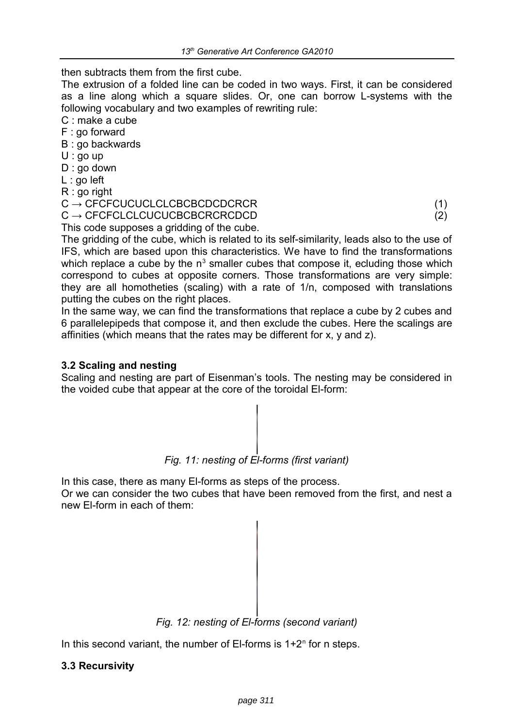then subtracts them from the first cube.

The extrusion of a folded line can be coded in two ways. First, it can be considered as a line along which a square slides. Or, one can borrow L-systems with the following vocabulary and two examples of rewriting rule:

C : make a cube
F : go forward
B : go backwards
U : go up
D : go down
L : go left
R : go right

C → CFCFCUCUCLCLCBCBCDCDCRCR (1)

C → CFCFCLCLCUCUCBCBCRCRCDCD (2)

This code supposes a gridding of the cube.

The gridding of the cube, which is related to its self-similarity, leads also to the use of IFS, which are based upon this characteristics. We have to find the transformations which replace a cube by the $n^3$ smaller cubes that compose it, ecluding those which correspond to cubes at opposite corners. Those transformations are very simple: they are all homotheties (scaling) with a rate of 1/n, composed with translations putting the cubes on the right places.

In the same way, we can find the transformations that replace a cube by 2 cubes and 6 parallelepipeds that compose it, and then exclude the cubes. Here the scalings are affinities (which means that the rates may be different for x, y and z).

### 3.2 Scaling and nesting

Scaling and nesting are part of Eisenman's tools. The nesting may be considered in the voided cube that appear at the core of the toroidal El-form:

*Fig. 11: nesting of El-forms (first variant)*

In this case, there as many El-forms as steps of the process.

Or we can consider the two cubes that have been removed from the first, and nest a new El-form in each of them:

*Fig. 12: nesting of El-forms (second variant)*

In this second variant, the number of El-forms is $1+2^n$ for n steps.

### 3.3 Recursivity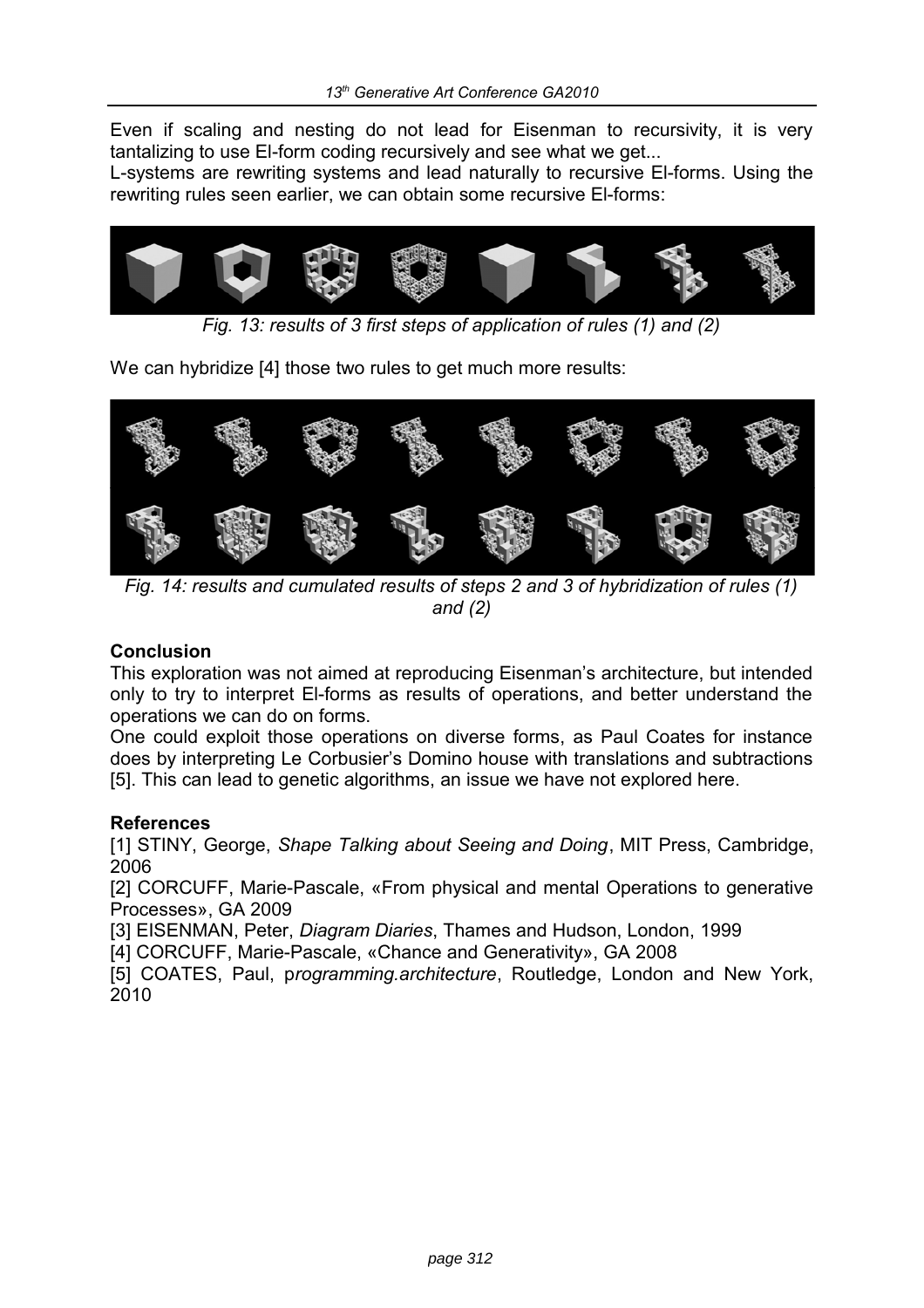Even if scaling and nesting do not lead for Eisenman to recursivity, it is very tantalizing to use El-form coding recursively and see what we get...
L-systems are rewriting systems and lead naturally to recursive El-forms. Using the rewriting rules seen earlier, we can obtain some recursive El-forms:

*Fig. 13: results of 3 first steps of application of rules (1) and (2)*

We can hybridize [4] those two rules to get much more results:

*Fig. 14: results and cumulated results of steps 2 and 3 of hybridization of rules (1) and (2)*

## Conclusion

This exploration was not aimed at reproducing Eisenman's architecture, but intended only to try to interpret El-forms as results of operations, and better understand the operations we can do on forms.
One could exploit those operations on diverse forms, as Paul Coates for instance does by interpreting Le Corbusier's Domino house with translations and subtractions [5]. This can lead to genetic algorithms, an issue we have not explored here.

## References

[1] STINY, George, *Shape Talking about Seeing and Doing*, MIT Press, Cambridge, 2006
[2] CORCUFF, Marie-Pascale, «From physical and mental Operations to generative Processes», GA 2009
[3] EISENMAN, Peter, *Diagram Diaries*, Thames and Hudson, London, 1999
[4] CORCUFF, Marie-Pascale, «Chance and Generativity», GA 2008
[5] COATES, Paul, *programming.architecture*, Routledge, London and New York, 2010